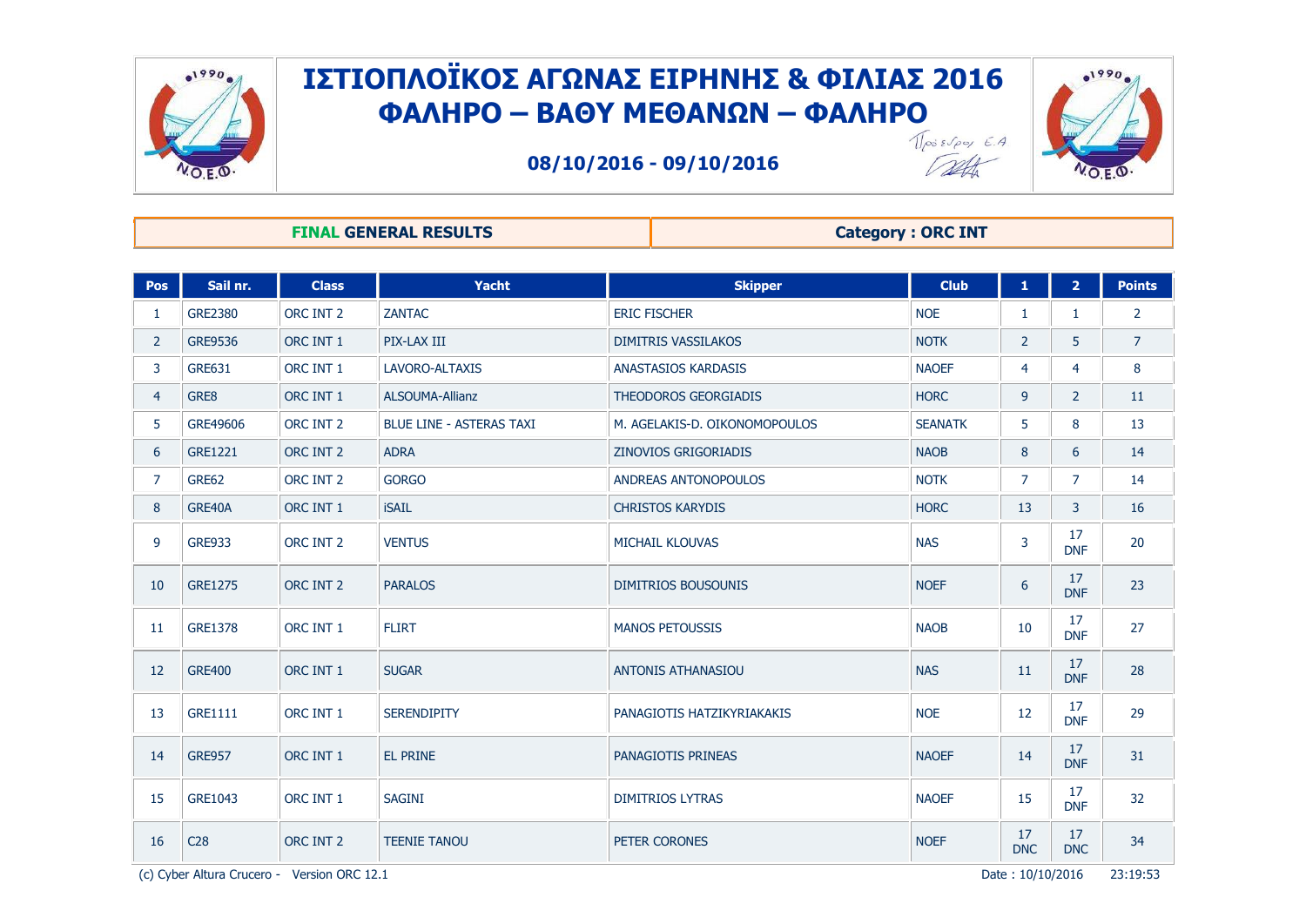# ΙΣΤΙΟΠΛΟΪΚΟΣ ΑΓΩΝΑΣ ΕΙΡΗΝΗΣ & ΦΙΛΙΑΣ 2016

## ΦΑΛΗΡΟ – ΒΑΘΥ ΜΕΘΑΝΩΝ – ΦΑΛΗΡΟ

**08/10/2016 - 09/10/2016**

Πρόεδρος Ε.Α

**FINAL GENERAL RESULTS** | **Category : ORC INT**

| Pos | Sail nr. | Class | Yacht | Skipper | Club | 1 | 2 | Points |
|---|---|---|---|---|---|---|---|---|
| 1 | GRE2380 | ORC INT 2 | ZANTAC | ERIC FISCHER | NOE | 1 | 1 | 2 |
| 2 | GRE9536 | ORC INT 1 | PIX-LAX III | DIMITRIS VASSILAKOS | NOTK | 2 | 5 | 7 |
| 3 | GRE631 | ORC INT 1 | LAVORO-ALTAXIS | ANASTASIOS KARDASIS | NAOEF | 4 | 4 | 8 |
| 4 | GRE8 | ORC INT 1 | ALSOUMA-Allianz | THEODOROS GEORGIADIS | HORC | 9 | 2 | 11 |
| 5 | GRE49606 | ORC INT 2 | BLUE LINE - ASTERAS TAXI | M. AGELAKIS-D. OIKONOMOPOULOS | SEANATK | 5 | 8 | 13 |
| 6 | GRE1221 | ORC INT 2 | ADRA | ZINOVIOS GRIGORIADIS | NAOB | 8 | 6 | 14 |
| 7 | GRE62 | ORC INT 2 | GORGO | ANDREAS ANTONOPOULOS | NOTK | 7 | 7 | 14 |
| 8 | GRE40A | ORC INT 1 | iSAIL | CHRISTOS KARYDIS | HORC | 13 | 3 | 16 |
| 9 | GRE933 | ORC INT 2 | VENTUS | MICHAIL KLOUVAS | NAS | 3 | 17 DNF | 20 |
| 10 | GRE1275 | ORC INT 2 | PARALOS | DIMITRIOS BOUSOUNIS | NOEF | 6 | 17 DNF | 23 |
| 11 | GRE1378 | ORC INT 1 | FLIRT | MANOS PETOUSSIS | NAOB | 10 | 17 DNF | 27 |
| 12 | GRE400 | ORC INT 1 | SUGAR | ANTONIS ATHANASIOU | NAS | 11 | 17 DNF | 28 |
| 13 | GRE1111 | ORC INT 1 | SERENDIPITY | PANAGIOTIS HATZIKYRIAKAKIS | NOE | 12 | 17 DNF | 29 |
| 14 | GRE957 | ORC INT 1 | EL PRINE | PANAGIOTIS PRINEAS | NAOEF | 14 | 17 DNF | 31 |
| 15 | GRE1043 | ORC INT 1 | SAGINI | DIMITRIOS LYTRAS | NAOEF | 15 | 17 DNF | 32 |
| 16 | C28 | ORC INT 2 | TEENIE TANOU | PETER CORONES | NOEF | 17 DNC | 17 DNC | 34 |

(c) Cyber Altura Crucero - Version ORC 12.1 Date : 10/10/2016 23:19:53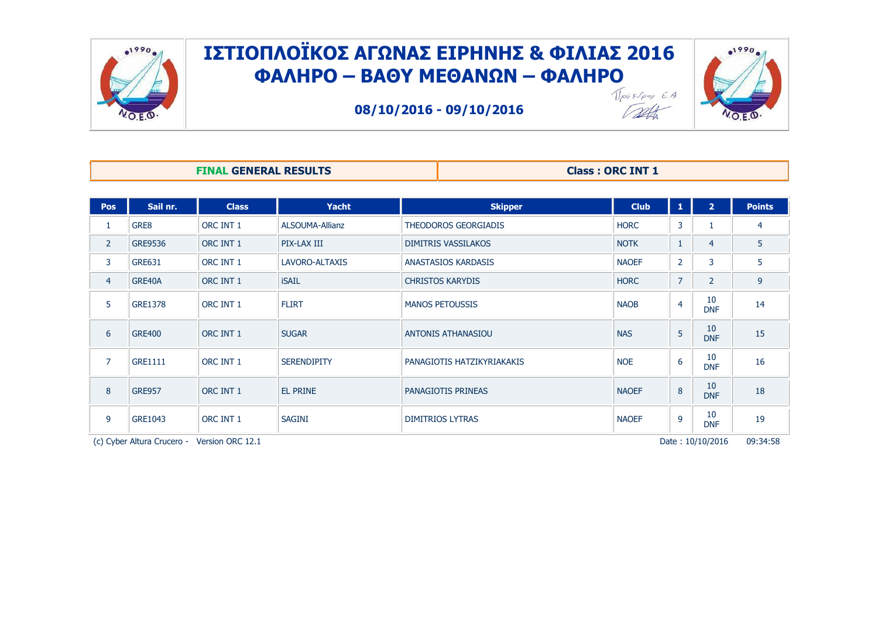# ΙΣΤΙΟΠΛΟΪΚΟΣ ΑΓΩΝΑΣ ΕΙΡΗΝΗΣ & ΦΙΛΙΑΣ 2016
## ΦΑΛΗΡΟ – ΒΑΘΥ ΜΕΘΑΝΩΝ – ΦΑΛΗΡΟ

**08/10/2016 - 09/10/2016**

Πρόεδρος Ε.Α

| **FINAL GENERAL RESULTS** | **Class : ORC INT 1** |
|---|---|

| Pos | Sail nr. | Class | Yacht | Skipper | Club | 1 | 2 | Points |
|---|---|---|---|---|---|---|---|---|
| 1 | GRE8 | ORC INT 1 | ALSOUMA-Allianz | THEODOROS GEORGIADIS | HORC | 3 | 1 | 4 |
| 2 | GRE9536 | ORC INT 1 | PIX-LAX III | DIMITRIS VASSILAKOS | NOTK | 1 | 4 | 5 |
| 3 | GRE631 | ORC INT 1 | LAVORO-ALTAXIS | ANASTASIOS KARDASIS | NAOEF | 2 | 3 | 5 |
| 4 | GRE40A | ORC INT 1 | iSAIL | CHRISTOS KARYDIS | HORC | 7 | 2 | 9 |
| 5 | GRE1378 | ORC INT 1 | FLIRT | MANOS PETOUSSIS | NAOB | 4 | 10 DNF | 14 |
| 6 | GRE400 | ORC INT 1 | SUGAR | ANTONIS ATHANASIOU | NAS | 5 | 10 DNF | 15 |
| 7 | GRE1111 | ORC INT 1 | SERENDIPITY | PANAGIOTIS HATZIKYRIAKAKIS | NOE | 6 | 10 DNF | 16 |
| 8 | GRE957 | ORC INT 1 | EL PRINE | PANAGIOTIS PRINEAS | NAOEF | 8 | 10 DNF | 18 |
| 9 | GRE1043 | ORC INT 1 | SAGINI | DIMITRIOS LYTRAS | NAOEF | 9 | 10 DNF | 19 |

(c) Cyber Altura Crucero - Version ORC 12.1 Date : 10/10/2016 09:34:58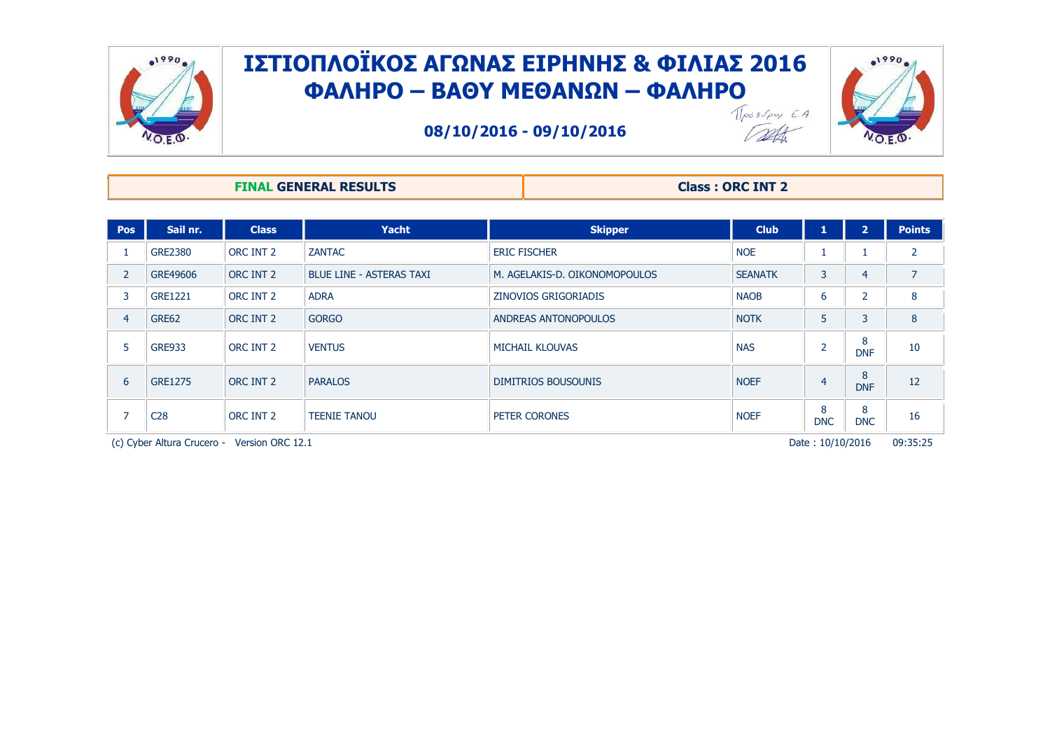# ΙΣΤΙΟΠΛΟΪΚΟΣ ΑΓΩΝΑΣ ΕΙΡΗΝΗΣ & ΦΙΛΙΑΣ 2016
## ΦΑΛΗΡΟ – ΒΑΘΥ ΜΕΘΑΝΩΝ – ΦΑΛΗΡΟ

**08/10/2016 - 09/10/2016**

Πρόεδρος Ε.Α

| **FINAL GENERAL RESULTS** | **Class : ORC INT 2** |
| --- | --- |

| Pos | Sail nr. | Class | Yacht | Skipper | Club | 1 | 2 | Points |
| --- | --- | --- | --- | --- | --- | --- | --- | --- |
| 1 | GRE2380 | ORC INT 2 | ZANTAC | ERIC FISCHER | NOE | 1 | 1 | 2 |
| 2 | GRE49606 | ORC INT 2 | BLUE LINE - ASTERAS TAXI | M. AGELAKIS-D. OIKONOMOPOULOS | SEANATK | 3 | 4 | 7 |
| 3 | GRE1221 | ORC INT 2 | ADRA | ZINOVIOS GRIGORIADIS | NAOB | 6 | 2 | 8 |
| 4 | GRE62 | ORC INT 2 | GORGO | ANDREAS ANTONOPOULOS | NOTK | 5 | 3 | 8 |
| 5 | GRE933 | ORC INT 2 | VENTUS | MICHAIL KLOUVAS | NAS | 2 | 8 DNF | 10 |
| 6 | GRE1275 | ORC INT 2 | PARALOS | DIMITRIOS BOUSOUNIS | NOEF | 4 | 8 DNF | 12 |
| 7 | C28 | ORC INT 2 | TEENIE TANOU | PETER CORONES | NOEF | 8 DNC | 8 DNC | 16 |

(c) Cyber Altura Crucero - Version ORC 12.1 Date : 10/10/2016 09:35:25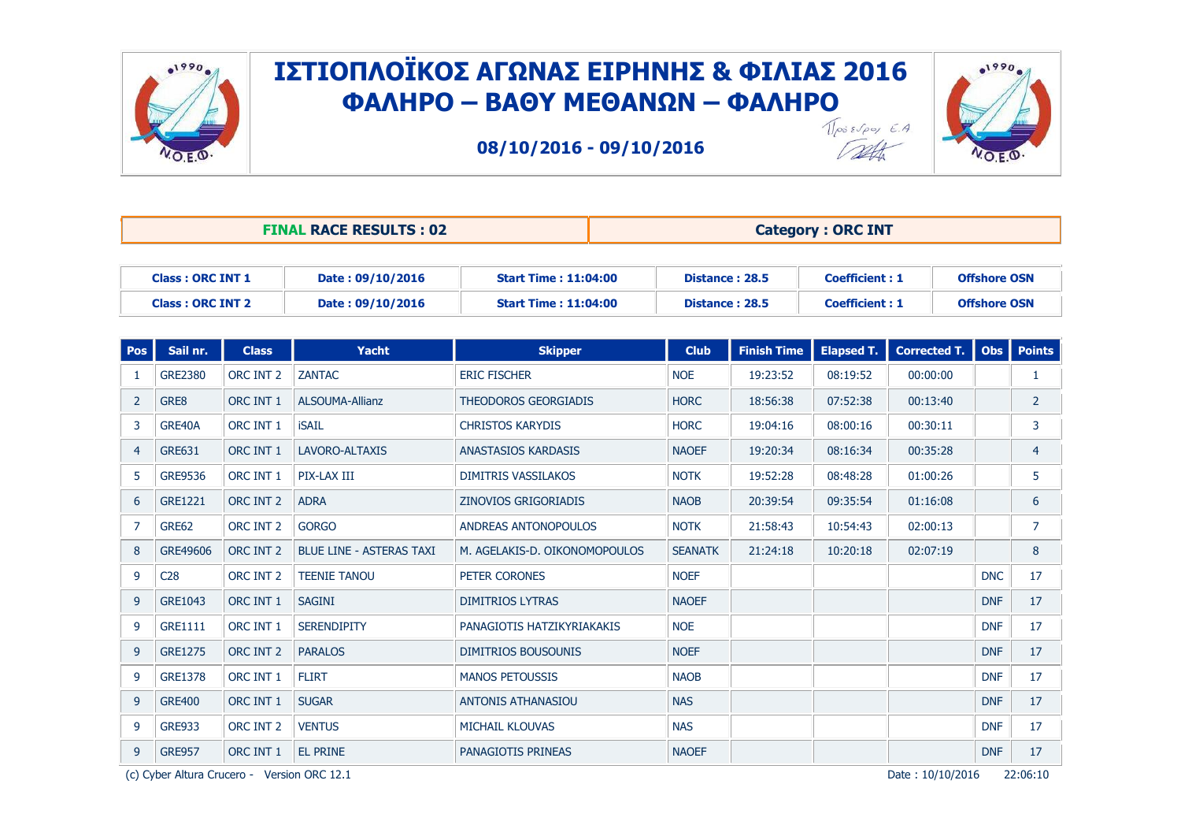# ΙΣΤΙΟΠΛΟΪΚΟΣ ΑΓΩΝΑΣ ΕΙΡΗΝΗΣ & ΦΙΛΙΑΣ 2016
## ΦΑΛΗΡΟ – ΒΑΘΥ ΜΕΘΑΝΩΝ – ΦΑΛΗΡΟ

**08/10/2016 - 09/10/2016**

Πρόεδρος Ε.Α

| **FINAL RACE RESULTS : 02** | **Category : ORC INT** |
|---|---|

| Class | Date | Start Time | Distance | Coefficient | |
|---|---|---|---|---|---|
| **Class : ORC INT 1** | **Date : 09/10/2016** | **Start Time : 11:04:00** | **Distance : 28.5** | **Coefficient : 1** | **Offshore OSN** |
| **Class : ORC INT 2** | **Date : 09/10/2016** | **Start Time : 11:04:00** | **Distance : 28.5** | **Coefficient : 1** | **Offshore OSN** |

| Pos | Sail nr. | Class | Yacht | Skipper | Club | Finish Time | Elapsed T. | Corrected T. | Obs | Points |
|---|---|---|---|---|---|---|---|---|---|---|
| 1 | GRE2380 | ORC INT 2 | ZANTAC | ERIC FISCHER | NOE | 19:23:52 | 08:19:52 | 00:00:00 | | 1 |
| 2 | GRE8 | ORC INT 1 | ALSOUMA-Allianz | THEODOROS GEORGIADIS | HORC | 18:56:38 | 07:52:38 | 00:13:40 | | 2 |
| 3 | GRE40A | ORC INT 1 | iSAIL | CHRISTOS KARYDIS | HORC | 19:04:16 | 08:00:16 | 00:30:11 | | 3 |
| 4 | GRE631 | ORC INT 1 | LAVORO-ALTAXIS | ANASTASIOS KARDASIS | NAOEF | 19:20:34 | 08:16:34 | 00:35:28 | | 4 |
| 5 | GRE9536 | ORC INT 1 | PIX-LAX III | DIMITRIS VASSILAKOS | NOTK | 19:52:28 | 08:48:28 | 01:00:26 | | 5 |
| 6 | GRE1221 | ORC INT 2 | ADRA | ZINOVIOS GRIGORIADIS | NAOB | 20:39:54 | 09:35:54 | 01:16:08 | | 6 |
| 7 | GRE62 | ORC INT 2 | GORGO | ANDREAS ANTONOPOULOS | NOTK | 21:58:43 | 10:54:43 | 02:00:13 | | 7 |
| 8 | GRE49606 | ORC INT 2 | BLUE LINE - ASTERAS TAXI | M. AGELAKIS-D. OIKONOMOPOULOS | SEANATK | 21:24:18 | 10:20:18 | 02:07:19 | | 8 |
| 9 | C28 | ORC INT 2 | TEENIE TANOU | PETER CORONES | NOEF | | | | DNC | 17 |
| 9 | GRE1043 | ORC INT 1 | SAGINI | DIMITRIOS LYTRAS | NAOEF | | | | DNF | 17 |
| 9 | GRE1111 | ORC INT 1 | SERENDIPITY | PANAGIOTIS HATZIKYRIAKAKIS | NOE | | | | DNF | 17 |
| 9 | GRE1275 | ORC INT 2 | PARALOS | DIMITRIOS BOUSOUNIS | NOEF | | | | DNF | 17 |
| 9 | GRE1378 | ORC INT 1 | FLIRT | MANOS PETOUSSIS | NAOB | | | | DNF | 17 |
| 9 | GRE400 | ORC INT 1 | SUGAR | ANTONIS ATHANASIOU | NAS | | | | DNF | 17 |
| 9 | GRE933 | ORC INT 2 | VENTUS | MICHAIL KLOUVAS | NAS | | | | DNF | 17 |
| 9 | GRE957 | ORC INT 1 | EL PRINE | PANAGIOTIS PRINEAS | NAOEF | | | | DNF | 17 |

(c) Cyber Altura Crucero - Version ORC 12.1    Date : 10/10/2016 22:06:10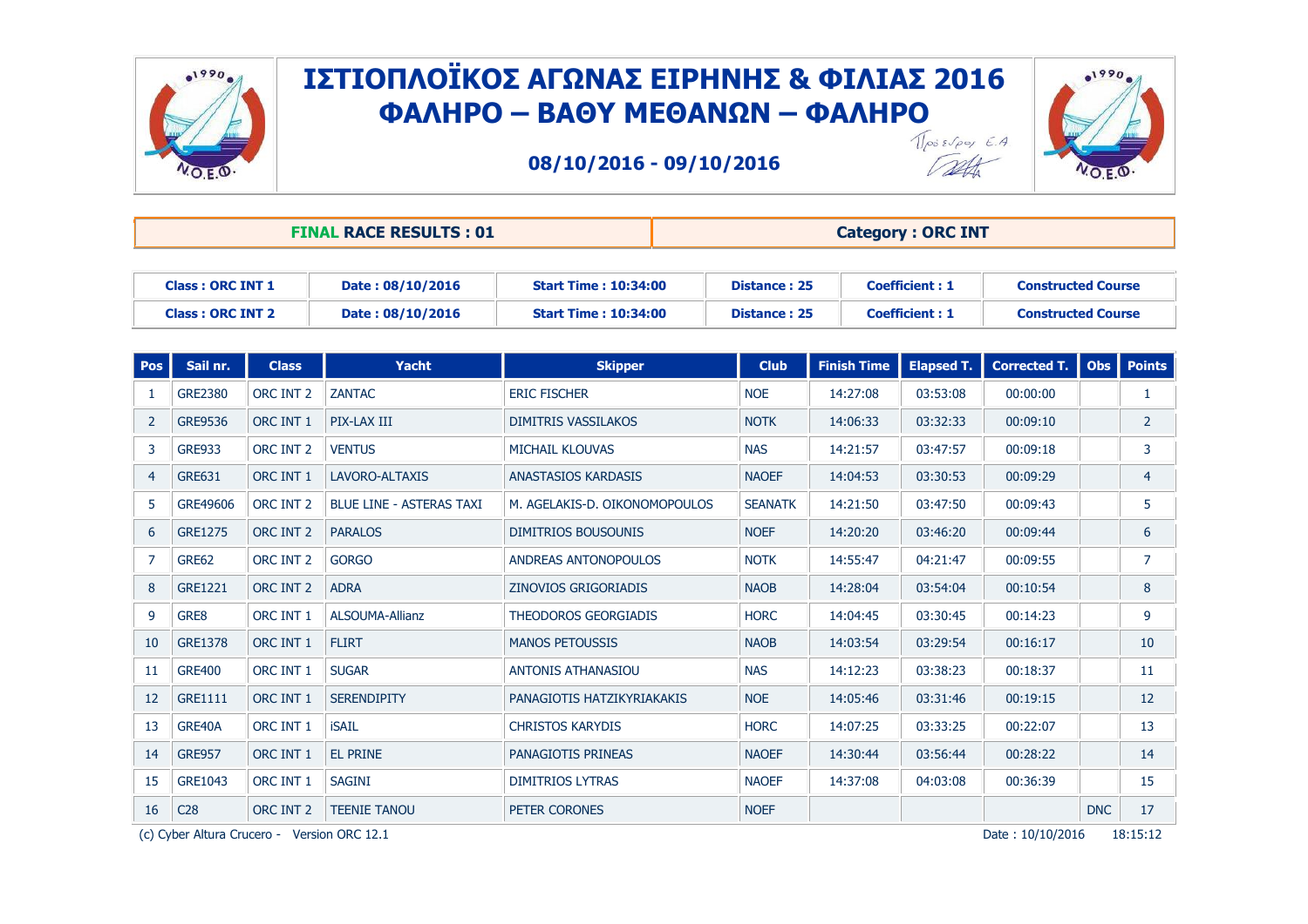# ΙΣΤΙΟΠΛΟΪΚΟΣ ΑΓΩΝΑΣ ΕΙΡΗΝΗΣ & ΦΙΛΙΑΣ 2016

## ΦΑΛΗΡΟ – ΒΑΘΥ ΜΕΘΑΝΩΝ – ΦΑΛΗΡΟ

**08/10/2016 - 09/10/2016**

Πρόεδρος Ε.Α

| **FINAL RACE RESULTS : 01** | **Category : ORC INT** |
|---|---|

| Class | Date | Start Time | Distance | Coefficient | Course |
|---|---|---|---|---|---|
| **Class : ORC INT 1** | **Date : 08/10/2016** | **Start Time : 10:34:00** | **Distance : 25** | **Coefficient : 1** | **Constructed Course** |
| **Class : ORC INT 2** | **Date : 08/10/2016** | **Start Time : 10:34:00** | **Distance : 25** | **Coefficient : 1** | **Constructed Course** |

| Pos | Sail nr. | Class | Yacht | Skipper | Club | Finish Time | Elapsed T. | Corrected T. | Obs | Points |
|---|---|---|---|---|---|---|---|---|---|---|
| 1 | GRE2380 | ORC INT 2 | ZANTAC | ERIC FISCHER | NOE | 14:27:08 | 03:53:08 | 00:00:00 | | 1 |
| 2 | GRE9536 | ORC INT 1 | PIX-LAX III | DIMITRIS VASSILAKOS | NOTK | 14:06:33 | 03:32:33 | 00:09:10 | | 2 |
| 3 | GRE933 | ORC INT 2 | VENTUS | MICHAIL KLOUVAS | NAS | 14:21:57 | 03:47:57 | 00:09:18 | | 3 |
| 4 | GRE631 | ORC INT 1 | LAVORO-ALTAXIS | ANASTASIOS KARDASIS | NAOEF | 14:04:53 | 03:30:53 | 00:09:29 | | 4 |
| 5 | GRE49606 | ORC INT 2 | BLUE LINE - ASTERAS TAXI | M. AGELAKIS-D. OIKONOMOPOULOS | SEANATK | 14:21:50 | 03:47:50 | 00:09:43 | | 5 |
| 6 | GRE1275 | ORC INT 2 | PARALOS | DIMITRIOS BOUSOUNIS | NOEF | 14:20:20 | 03:46:20 | 00:09:44 | | 6 |
| 7 | GRE62 | ORC INT 2 | GORGO | ANDREAS ANTONOPOULOS | NOTK | 14:55:47 | 04:21:47 | 00:09:55 | | 7 |
| 8 | GRE1221 | ORC INT 2 | ADRA | ZINOVIOS GRIGORIADIS | NAOB | 14:28:04 | 03:54:04 | 00:10:54 | | 8 |
| 9 | GRE8 | ORC INT 1 | ALSOUMA-Allianz | THEODOROS GEORGIADIS | HORC | 14:04:45 | 03:30:45 | 00:14:23 | | 9 |
| 10 | GRE1378 | ORC INT 1 | FLIRT | MANOS PETOUSSIS | NAOB | 14:03:54 | 03:29:54 | 00:16:17 | | 10 |
| 11 | GRE400 | ORC INT 1 | SUGAR | ANTONIS ATHANASIOU | NAS | 14:12:23 | 03:38:23 | 00:18:37 | | 11 |
| 12 | GRE1111 | ORC INT 1 | SERENDIPITY | PANAGIOTIS HATZIKYRIAKAKIS | NOE | 14:05:46 | 03:31:46 | 00:19:15 | | 12 |
| 13 | GRE40A | ORC INT 1 | iSAIL | CHRISTOS KARYDIS | HORC | 14:07:25 | 03:33:25 | 00:22:07 | | 13 |
| 14 | GRE957 | ORC INT 1 | EL PRINE | PANAGIOTIS PRINEAS | NAOEF | 14:30:44 | 03:56:44 | 00:28:22 | | 14 |
| 15 | GRE1043 | ORC INT 1 | SAGINI | DIMITRIOS LYTRAS | NAOEF | 14:37:08 | 04:03:08 | 00:36:39 | | 15 |
| 16 | C28 | ORC INT 2 | TEENIE TANOU | PETER CORONES | NOEF | | | | DNC | 17 |

(c) Cyber Altura Crucero - Version ORC 12.1 Date : 10/10/2016 18:15:12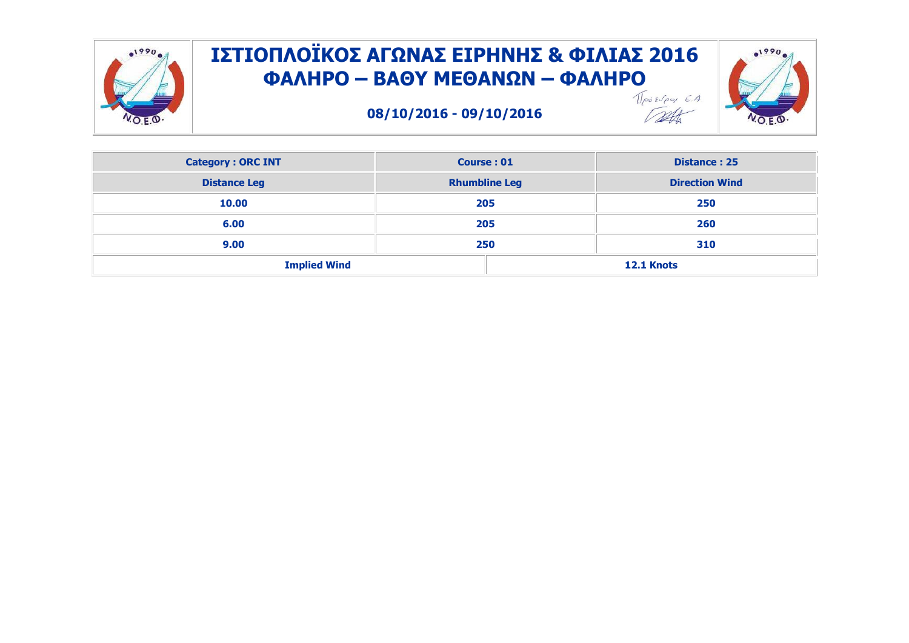# ΙΣΤΙΟΠΛΟΪΚΟΣ ΑΓΩΝΑΣ ΕΙΡΗΝΗΣ & ΦΙΛΙΑΣ 2016
## ΦΑΛΗΡΟ – ΒΑΘΥ ΜΕΘΑΝΩΝ – ΦΑΛΗΡΟ

**08/10/2016 - 09/10/2016**

Πρόεδρος Ε.Α

| Category : ORC INT | Course : 01 | Distance : 25 |
|---|---|---|
| **Distance Leg** | **Rhumbline Leg** | **Direction Wind** |
| 10.00 | 205 | 250 |
| 6.00 | 205 | 260 |
| 9.00 | 250 | 310 |
| **Implied Wind** | 12.1 Knots | |